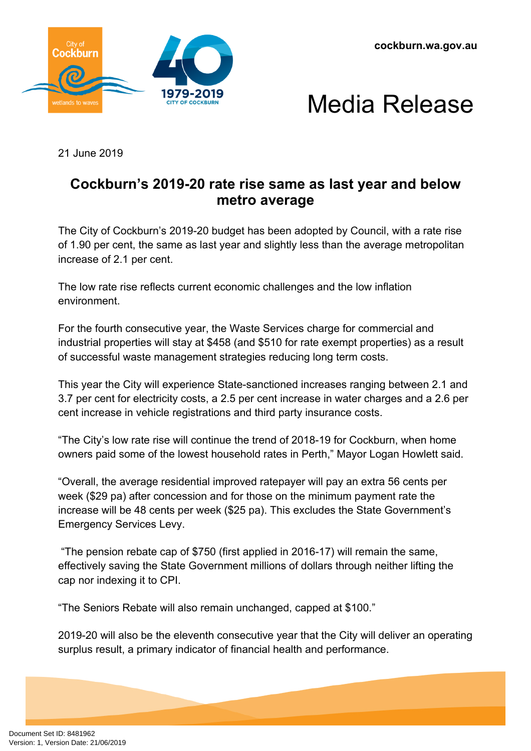cockburn.wa.gov.au

# Media Release

21 June 2019

## Cockburn's 2019-20 rate rise same as last year and below metro average

The City of Cockburn's 2019-20 budget has been adopted by Council, with a rate rise of 1.90 per cent, the same as last year and slightly less than the average metropolitan increase of 2.1 per cent.

The low rate rise reflects current economic challenges and the low inflation environment.

For the fourth consecutive year, the Waste Services charge for commercial and industrial properties will stay at $458 (and $510 for rate exempt properties) as a result of successful waste management strategies reducing long term costs.

This year the City will experience State-sanctioned increases ranging between 2.1 and 3.7 per cent for electricity costs, a 2.5 per cent increase in water charges and a 2.6 per cent increase in vehicle registrations and third party insurance costs.

"The City's low rate rise will continue the trend of 2018-19 for Cockburn, when home owners paid some of the lowest household rates in Perth," Mayor Logan Howlett said.

"Overall, the average residential improved ratepayer will pay an extra 56 cents per week ($29 pa) after concession and for those on the minimum payment rate the increase will be 48 cents per week ($25 pa). This excludes the State Government's Emergency Services Levy.

"The pension rebate cap of $750 (first applied in 2016-17) will remain the same, effectively saving the State Government millions of dollars through neither lifting the cap nor indexing it to CPI.

"The Seniors Rebate will also remain unchanged, capped at $100."

2019-20 will also be the eleventh consecutive year that the City will deliver an operating surplus result, a primary indicator of financial health and performance.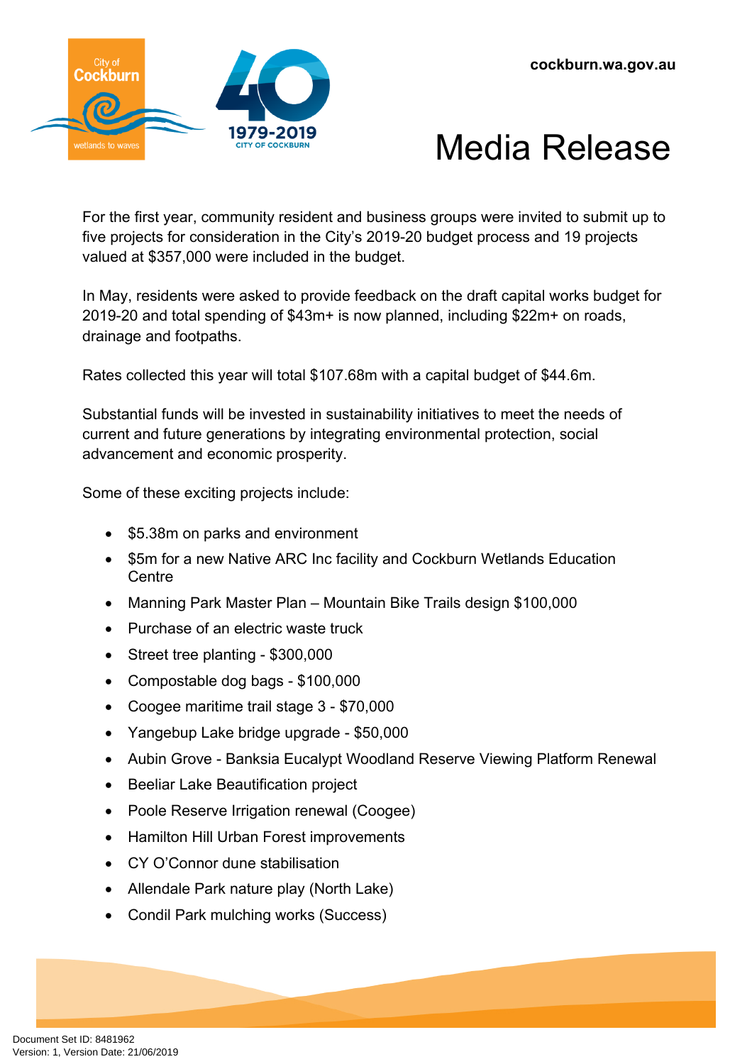For the first year, community resident and business groups were invited to submit up to five projects for consideration in the City's 2019-20 budget process and 19 projects valued at $357,000 were included in the budget.

In May, residents were asked to provide feedback on the draft capital works budget for 2019-20 and total spending of $43m+ is now planned, including $22m+ on roads, drainage and footpaths.

Rates collected this year will total $107.68m with a capital budget of $44.6m.

Substantial funds will be invested in sustainability initiatives to meet the needs of current and future generations by integrating environmental protection, social advancement and economic prosperity.

Some of these exciting projects include:

- $5.38m on parks and environment
- $5m for a new Native ARC Inc facility and Cockburn Wetlands Education Centre
- Manning Park Master Plan – Mountain Bike Trails design $100,000
- Purchase of an electric waste truck
- Street tree planting - $300,000
- Compostable dog bags - $100,000
- Coogee maritime trail stage 3 - $70,000
- Yangebup Lake bridge upgrade - $50,000
- Aubin Grove - Banksia Eucalypt Woodland Reserve Viewing Platform Renewal
- Beeliar Lake Beautification project
- Poole Reserve Irrigation renewal (Coogee)
- Hamilton Hill Urban Forest improvements
- CY O'Connor dune stabilisation
- Allendale Park nature play (North Lake)
- Condil Park mulching works (Success)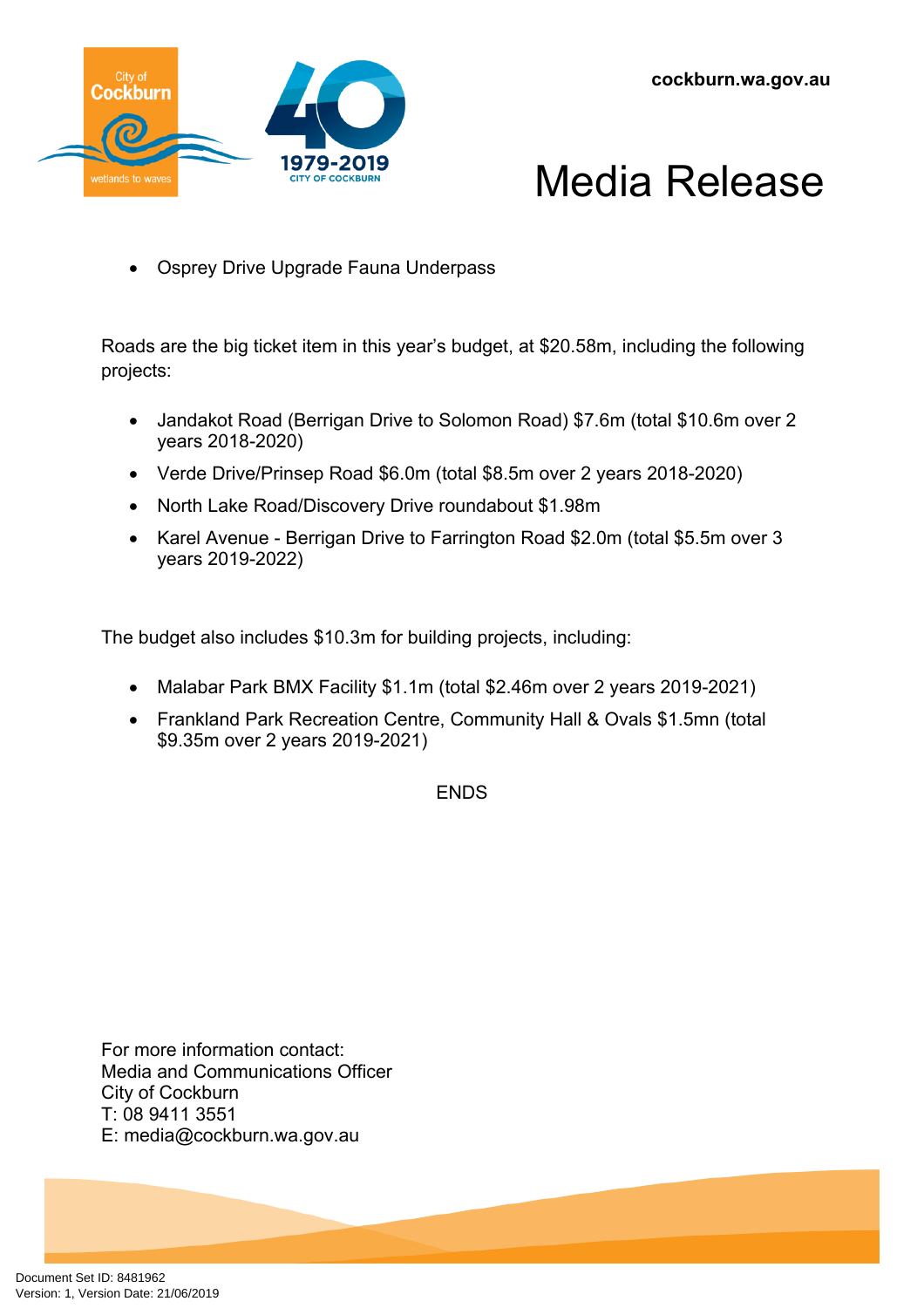- Osprey Drive Upgrade Fauna Underpass

Roads are the big ticket item in this year's budget, at $20.58m, including the following projects:

- Jandakot Road (Berrigan Drive to Solomon Road) $7.6m (total $10.6m over 2 years 2018-2020)
- Verde Drive/Prinsep Road $6.0m (total $8.5m over 2 years 2018-2020)
- North Lake Road/Discovery Drive roundabout $1.98m
- Karel Avenue - Berrigan Drive to Farrington Road $2.0m (total $5.5m over 3 years 2019-2022)

The budget also includes $10.3m for building projects, including:

- Malabar Park BMX Facility $1.1m (total $2.46m over 2 years 2019-2021)
- Frankland Park Recreation Centre, Community Hall & Ovals $1.5mn (total $9.35m over 2 years 2019-2021)

ENDS

For more information contact:
Media and Communications Officer
City of Cockburn
T: 08 9411 3551
E: media@cockburn.wa.gov.au